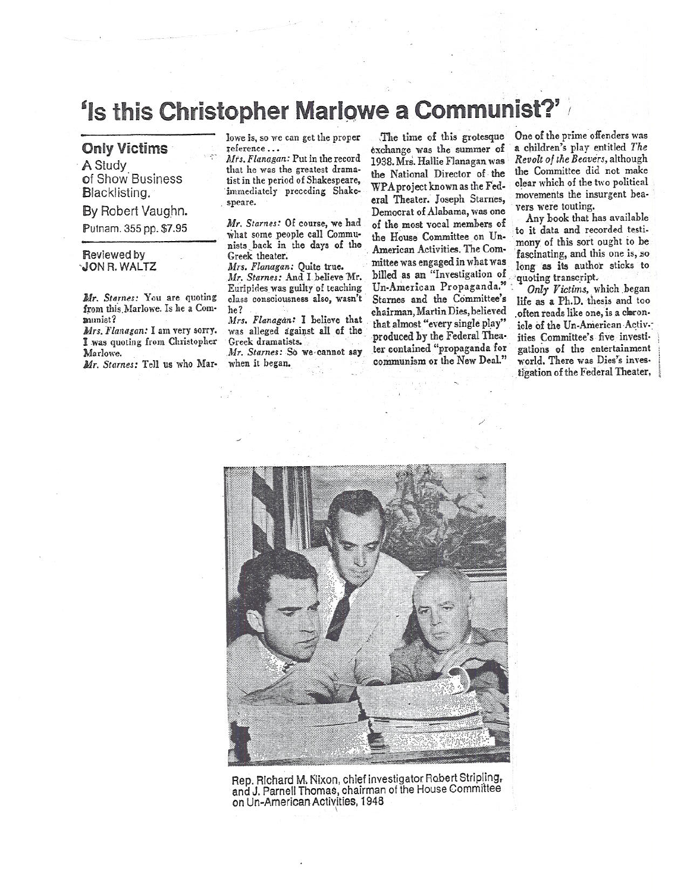# 'Is this Christopher Marlowe a Communist?'

**Only Victims**
A Study of Show Business Blacklisting.
By Robert Vaughn.
Putnam. 355 pp. $7.95

Reviewed by
JON R. WALTZ

*Mr. Starnes:* You are quoting from this Marlowe. Is he a Communist?
*Mrs. Flanagan:* I am very sorry. I was quoting from Christopher Marlowe.
*Mr. Starnes:* Tell us who Marlowe is, so we can get the proper reference . . .
*Mrs. Flanagan:* Put in the record that he was the greatest dramatist in the period of Shakespeare, immediately preceding Shakespeare.
*Mr. Starnes:* Of course, we had what some people call Communists back in the days of the Greek theater.
*Mrs. Flanagan:* Quite true.
*Mr. Starnes:* And I believe Mr. Euripides was guilty of teaching class consciousness also, wasn't he?
*Mrs. Flanagan:* I believe that was alleged against all of the Greek dramatists.
*Mr. Starnes:* So we cannot say when it began.

The time of this grotesque exchange was the summer of 1938. Mrs. Hallie Flanagan was the National Director of the WPA project known as the Federal Theater. Joseph Starnes, Democrat of Alabama, was one of the most vocal members of the House Committee on Un-American Activities. The Committee was engaged in what was billed as an "Investigation of Un-American Propaganda." Starnes and the Committee's chairman, Martin Dies, believed that almost "every single play" produced by the Federal Theater contained "propaganda for communism or the New Deal." One of the prime offenders was a children's play entitled *The Revolt of the Beavers*, although the Committee did not make clear which of the two political movements the insurgent beavers were touting.

Any book that has available to it data and recorded testimony of this sort ought to be fascinating, and this one is, so long as its author sticks to quoting transcript.

*Only Victims*, which began life as a Ph.D. thesis and too often reads like one, is a chronicle of the Un-American Activities Committee's five investigations of the entertainment world. There was Dies's investigation of the Federal Theater,

Rep. Richard M. Nixon, chief investigator Robert Stripling, and J. Parnell Thomas, chairman of the House Committee on Un-American Activities, 1948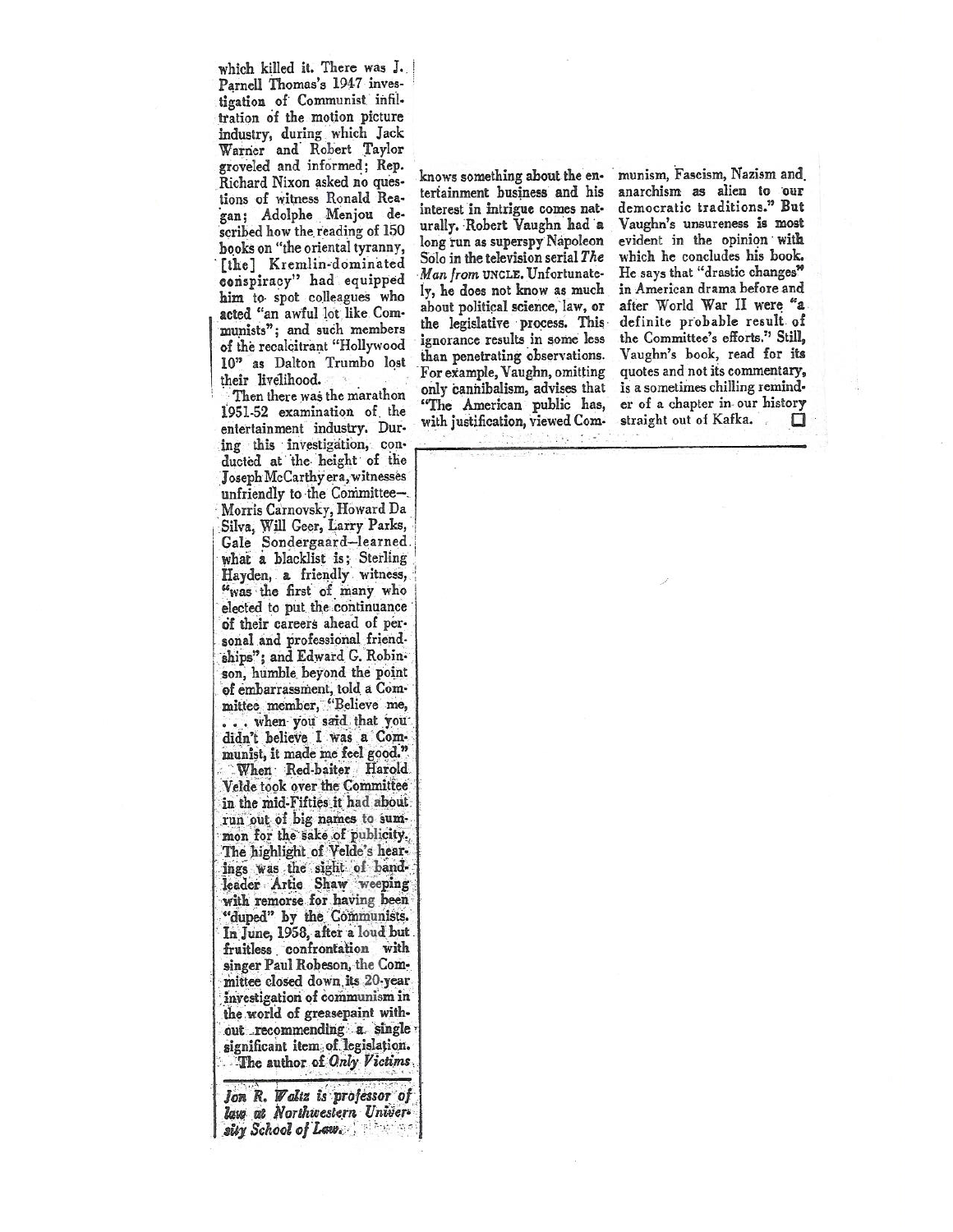which killed it. There was J. Parnell Thomas's 1947 investigation of Communist infiltration of the motion picture industry, during which Jack Warner and Robert Taylor groveled and informed; Rep. Richard Nixon asked no questions of witness Ronald Reagan; Adolphe Menjou described how the reading of 150 books on "the oriental tyranny, [the] Kremlin-dominated conspiracy" had equipped him to spot colleagues who acted "an awful lot like Communists"; and such members of the recalcitrant "Hollywood 10" as Dalton Trumbo lost their livelihood.

Then there was the marathon 1951-52 examination of the entertainment industry. During this investigation, conducted at the height of the Joseph McCarthy era, witnesses unfriendly to the Committee—Morris Carnovsky, Howard Da Silva, Will Geer, Larry Parks, Gale Sondergaard—learned what a blacklist is; Sterling Hayden, a friendly witness, "was the first of many who elected to put the continuance of their careers ahead of personal and professional friendships"; and Edward G. Robinson, humble beyond the point of embarrassment, told a Committee member, "Believe me, . . . when you said that you didn't believe I was a Communist, it made me feel good."

When Red-baiter Harold Velde took over the Committee in the mid-Fifties it had about run out of big names to summon for the sake of publicity. The highlight of Velde's hearings was the sight of bandleader Artie Shaw weeping with remorse for having been "duped" by the Communists. In June, 1958, after a loud but fruitless confrontation with singer Paul Robeson, the Committee closed down its 20-year investigation of communism in the world of greasepaint without recommending a single significant item of legislation.

The author of *Only Victims* knows something about the entertainment business and his interest in intrigue comes naturally. Robert Vaughn had a long run as superspy Napoleon Solo in the television serial *The Man from* UNCLE. Unfortunately, he does not know as much about political science, law, or the legislative process. This ignorance results in some less than penetrating observations. For example, Vaughn, omitting only cannibalism, advises that "The American public has, with justification, viewed Communism, Fascism, Nazism and anarchism as alien to our democratic traditions." But Vaughn's unsureness is most evident in the opinion with which he concludes his book. He says that "drastic changes" in American drama before and after World War II were "a definite probable result of the Committee's efforts." Still, Vaughn's book, read for its quotes and not its commentary, is a sometimes chilling reminder of a chapter in our history straight out of Kafka. □

---

*Jon R. Waltz is professor of law at Northwestern University School of Law.*